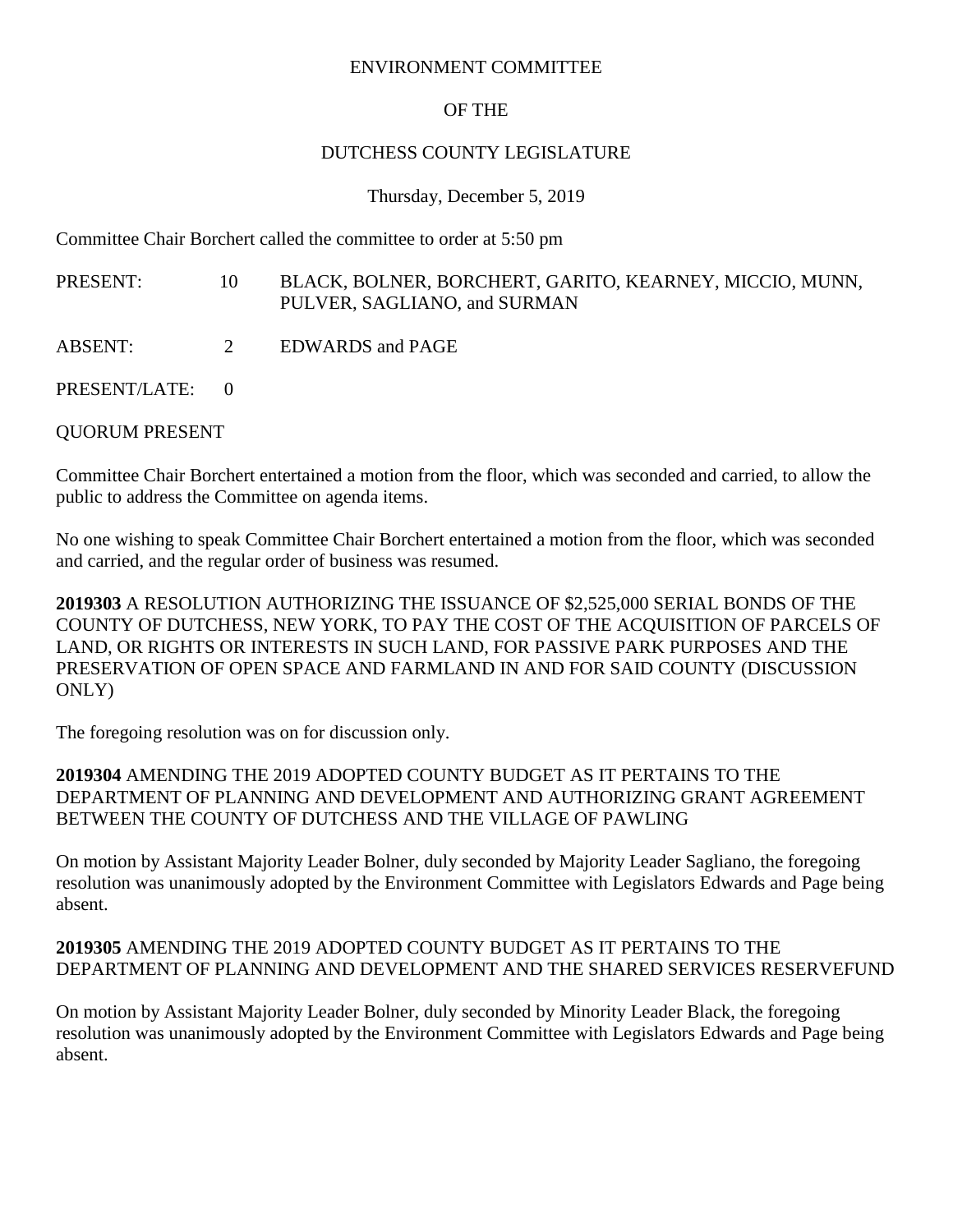# ENVIRONMENT COMMITTEE

# OF THE

# DUTCHESS COUNTY LEGISLATURE

Thursday, December 5, 2019

Committee Chair Borchert called the committee to order at 5:50 pm

| | | |
|---|---|---|
| PRESENT: | 10 | BLACK, BOLNER, BORCHERT, GARITO, KEARNEY, MICCIO, MUNN, PULVER, SAGLIANO, and SURMAN |
| ABSENT: | 2 | EDWARDS and PAGE |
| PRESENT/LATE: | 0 | |

QUORUM PRESENT

Committee Chair Borchert entertained a motion from the floor, which was seconded and carried, to allow the public to address the Committee on agenda items.

No one wishing to speak Committee Chair Borchert entertained a motion from the floor, which was seconded and carried, and the regular order of business was resumed.

**2019303** A RESOLUTION AUTHORIZING THE ISSUANCE OF $2,525,000 SERIAL BONDS OF THE COUNTY OF DUTCHESS, NEW YORK, TO PAY THE COST OF THE ACQUISITION OF PARCELS OF LAND, OR RIGHTS OR INTERESTS IN SUCH LAND, FOR PASSIVE PARK PURPOSES AND THE PRESERVATION OF OPEN SPACE AND FARMLAND IN AND FOR SAID COUNTY (DISCUSSION ONLY)

The foregoing resolution was on for discussion only.

**2019304** AMENDING THE 2019 ADOPTED COUNTY BUDGET AS IT PERTAINS TO THE DEPARTMENT OF PLANNING AND DEVELOPMENT AND AUTHORIZING GRANT AGREEMENT BETWEEN THE COUNTY OF DUTCHESS AND THE VILLAGE OF PAWLING

On motion by Assistant Majority Leader Bolner, duly seconded by Majority Leader Sagliano, the foregoing resolution was unanimously adopted by the Environment Committee with Legislators Edwards and Page being absent.

**2019305** AMENDING THE 2019 ADOPTED COUNTY BUDGET AS IT PERTAINS TO THE DEPARTMENT OF PLANNING AND DEVELOPMENT AND THE SHARED SERVICES RESERVEFUND

On motion by Assistant Majority Leader Bolner, duly seconded by Minority Leader Black, the foregoing resolution was unanimously adopted by the Environment Committee with Legislators Edwards and Page being absent.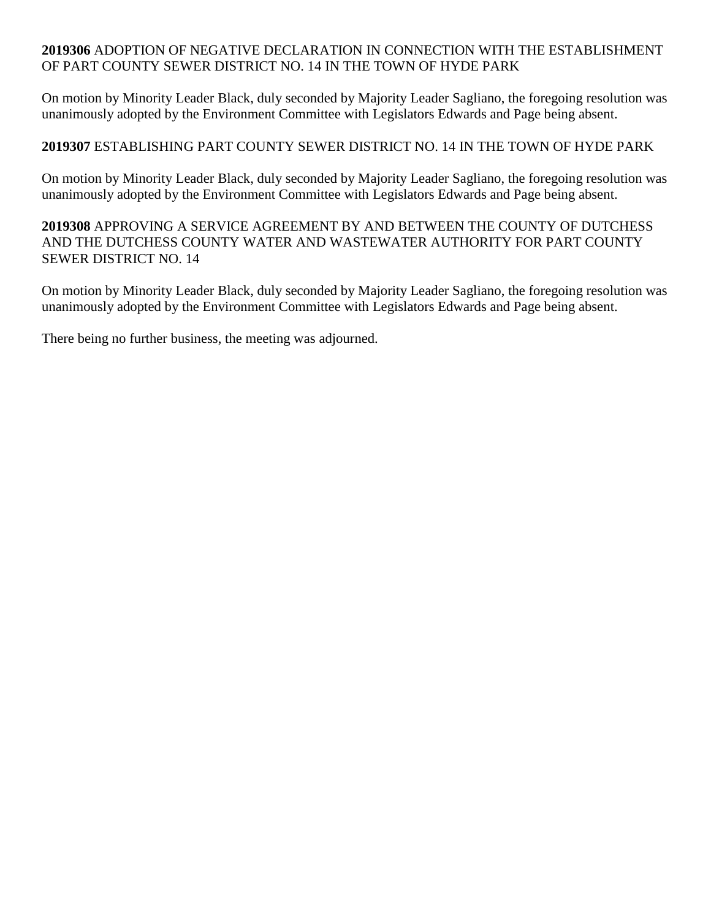**2019306** ADOPTION OF NEGATIVE DECLARATION IN CONNECTION WITH THE ESTABLISHMENT OF PART COUNTY SEWER DISTRICT NO. 14 IN THE TOWN OF HYDE PARK

On motion by Minority Leader Black, duly seconded by Majority Leader Sagliano, the foregoing resolution was unanimously adopted by the Environment Committee with Legislators Edwards and Page being absent.

**2019307** ESTABLISHING PART COUNTY SEWER DISTRICT NO. 14 IN THE TOWN OF HYDE PARK

On motion by Minority Leader Black, duly seconded by Majority Leader Sagliano, the foregoing resolution was unanimously adopted by the Environment Committee with Legislators Edwards and Page being absent.

**2019308** APPROVING A SERVICE AGREEMENT BY AND BETWEEN THE COUNTY OF DUTCHESS AND THE DUTCHESS COUNTY WATER AND WASTEWATER AUTHORITY FOR PART COUNTY SEWER DISTRICT NO. 14

On motion by Minority Leader Black, duly seconded by Majority Leader Sagliano, the foregoing resolution was unanimously adopted by the Environment Committee with Legislators Edwards and Page being absent.

There being no further business, the meeting was adjourned.